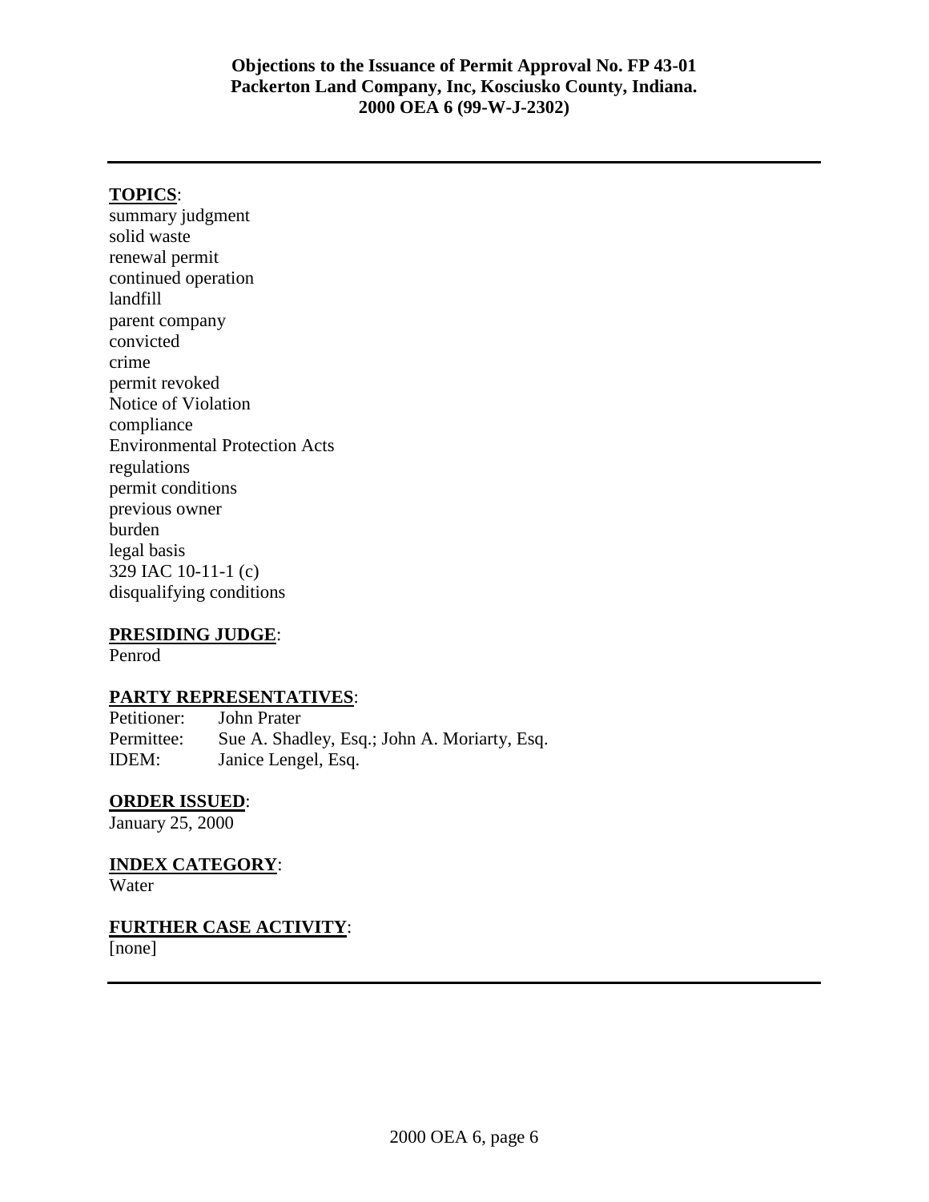**Objections to the Issuance of Permit Approval No. FP 43-01**
**Packerton Land Company, Inc, Kosciusko County, Indiana.**
**2000 OEA 6 (99-W-J-2302)**

---

**TOPICS**:

summary judgment
solid waste
renewal permit
continued operation
landfill
parent company
convicted
crime
permit revoked
Notice of Violation
compliance
Environmental Protection Acts
regulations
permit conditions
previous owner
burden
legal basis
329 IAC 10-11-1 (c)
disqualifying conditions

**PRESIDING JUDGE**:

Penrod

**PARTY REPRESENTATIVES**:

Petitioner: John Prater
Permittee: Sue A. Shadley, Esq.; John A. Moriarty, Esq.
IDEM: Janice Lengel, Esq.

**ORDER ISSUED**:

January 25, 2000

**INDEX CATEGORY**:

Water

**FURTHER CASE ACTIVITY**:

[none]

---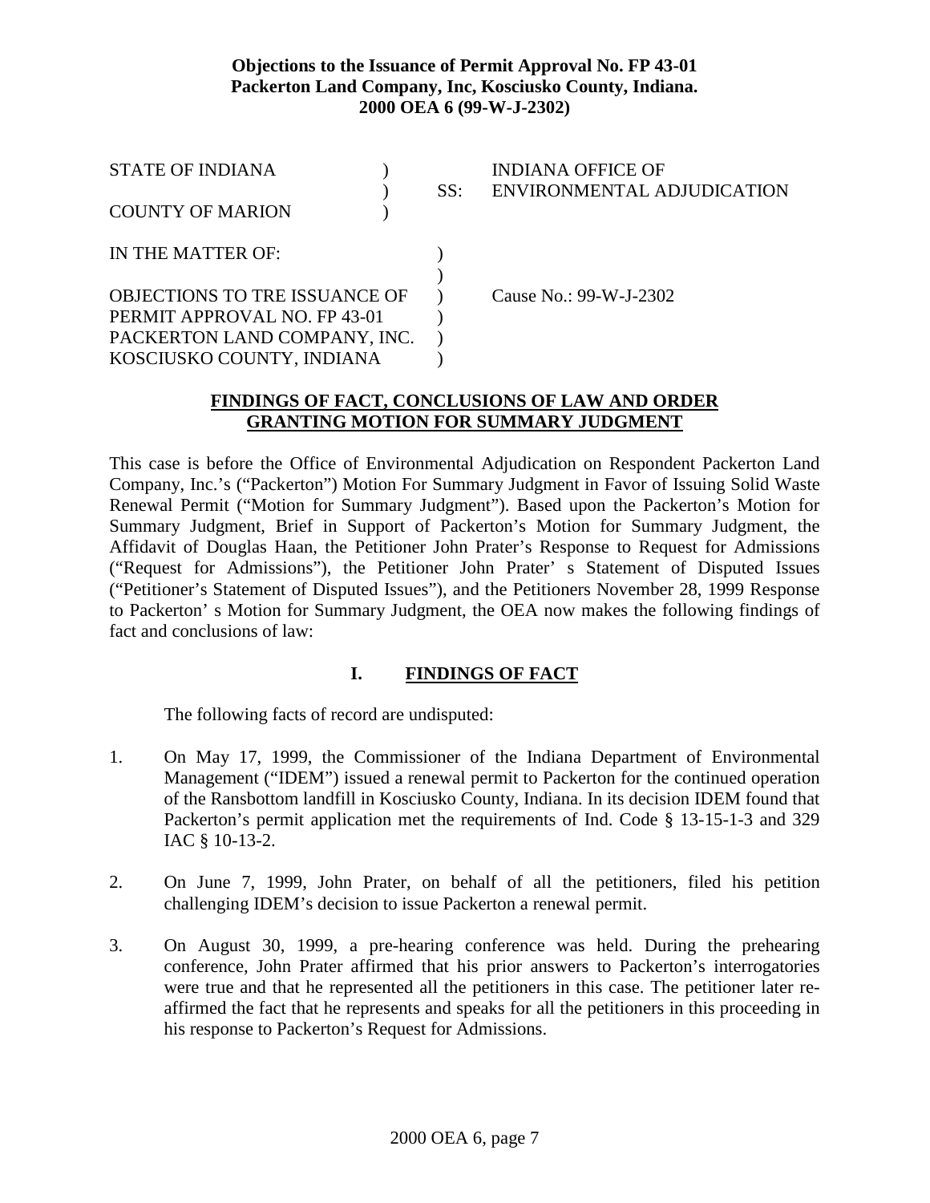**Objections to the Issuance of Permit Approval No. FP 43-01**
**Packerton Land Company, Inc, Kosciusko County, Indiana.**
**2000 OEA 6 (99-W-J-2302)**

| | | | |
|---|---|---|---|
| STATE OF INDIANA | ) | | INDIANA OFFICE OF |
| | ) | SS: | ENVIRONMENTAL ADJUDICATION |
| COUNTY OF MARION | ) | | |

| | | |
|---|---|---|
| IN THE MATTER OF: | ) | |
| | ) | |
| OBJECTIONS TO TRE ISSUANCE OF | ) | Cause No.: 99-W-J-2302 |
| PERMIT APPROVAL NO. FP 43-01 | ) | |
| PACKERTON LAND COMPANY, INC. | ) | |
| KOSCIUSKO COUNTY, INDIANA | ) | |

## FINDINGS OF FACT, CONCLUSIONS OF LAW AND ORDER GRANTING MOTION FOR SUMMARY JUDGMENT

This case is before the Office of Environmental Adjudication on Respondent Packerton Land Company, Inc.'s ("Packerton") Motion For Summary Judgment in Favor of Issuing Solid Waste Renewal Permit ("Motion for Summary Judgment"). Based upon the Packerton's Motion for Summary Judgment, Brief in Support of Packerton's Motion for Summary Judgment, the Affidavit of Douglas Haan, the Petitioner John Prater's Response to Request for Admissions ("Request for Admissions"), the Petitioner John Prater' s Statement of Disputed Issues ("Petitioner's Statement of Disputed Issues"), and the Petitioners November 28, 1999 Response to Packerton' s Motion for Summary Judgment, the OEA now makes the following findings of fact and conclusions of law:

## I. FINDINGS OF FACT

The following facts of record are undisputed:

1. On May 17, 1999, the Commissioner of the Indiana Department of Environmental Management ("IDEM") issued a renewal permit to Packerton for the continued operation of the Ransbottom landfill in Kosciusko County, Indiana. In its decision IDEM found that Packerton's permit application met the requirements of Ind. Code § 13-15-1-3 and 329 IAC § 10-13-2.

2. On June 7, 1999, John Prater, on behalf of all the petitioners, filed his petition challenging IDEM's decision to issue Packerton a renewal permit.

3. On August 30, 1999, a pre-hearing conference was held. During the prehearing conference, John Prater affirmed that his prior answers to Packerton's interrogatories were true and that he represented all the petitioners in this case. The petitioner later re-affirmed the fact that he represents and speaks for all the petitioners in this proceeding in his response to Packerton's Request for Admissions.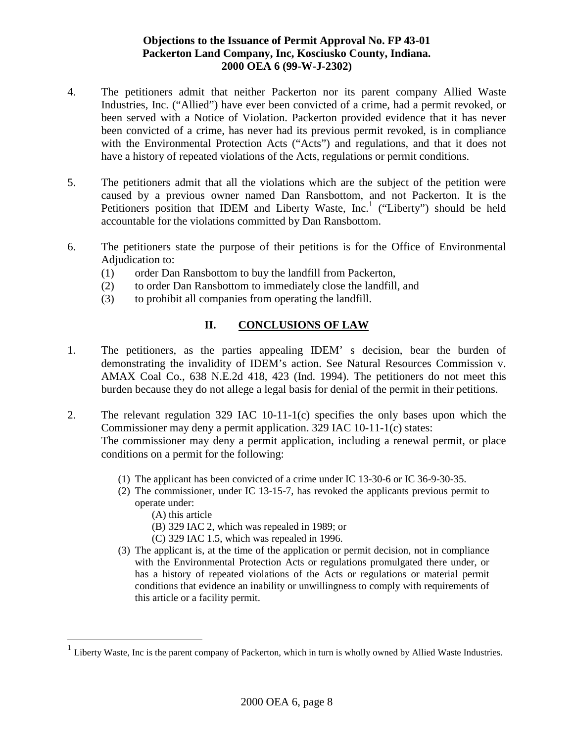4. The petitioners admit that neither Packerton nor its parent company Allied Waste Industries, Inc. ("Allied") have ever been convicted of a crime, had a permit revoked, or been served with a Notice of Violation. Packerton provided evidence that it has never been convicted of a crime, has never had its previous permit revoked, is in compliance with the Environmental Protection Acts ("Acts") and regulations, and that it does not have a history of repeated violations of the Acts, regulations or permit conditions.

5. The petitioners admit that all the violations which are the subject of the petition were caused by a previous owner named Dan Ransbottom, and not Packerton. It is the Petitioners position that IDEM and Liberty Waste, Inc.[1] ("Liberty") should be held accountable for the violations committed by Dan Ransbottom.

6. The petitioners state the purpose of their petitions is for the Office of Environmental Adjudication to:
   (1) order Dan Ransbottom to buy the landfill from Packerton,
   (2) to order Dan Ransbottom to immediately close the landfill, and
   (3) to prohibit all companies from operating the landfill.

## II. CONCLUSIONS OF LAW

1. The petitioners, as the parties appealing IDEM' s decision, bear the burden of demonstrating the invalidity of IDEM's action. See Natural Resources Commission v. AMAX Coal Co., 638 N.E.2d 418, 423 (Ind. 1994). The petitioners do not meet this burden because they do not allege a legal basis for denial of the permit in their petitions.

2. The relevant regulation 329 IAC 10-11-1(c) specifies the only bases upon which the Commissioner may deny a permit application. 329 IAC 10-11-1(c) states:
   The commissioner may deny a permit application, including a renewal permit, or place conditions on a permit for the following:

   (1) The applicant has been convicted of a crime under IC 13-30-6 or IC 36-9-30-35.
   (2) The commissioner, under IC 13-15-7, has revoked the applicants previous permit to operate under:
      (A) this article
      (B) 329 IAC 2, which was repealed in 1989; or
      (C) 329 IAC 1.5, which was repealed in 1996.
   (3) The applicant is, at the time of the application or permit decision, not in compliance with the Environmental Protection Acts or regulations promulgated there under, or has a history of repeated violations of the Acts or regulations or material permit conditions that evidence an inability or unwillingness to comply with requirements of this article or a facility permit.

---

[1] Liberty Waste, Inc is the parent company of Packerton, which in turn is wholly owned by Allied Waste Industries.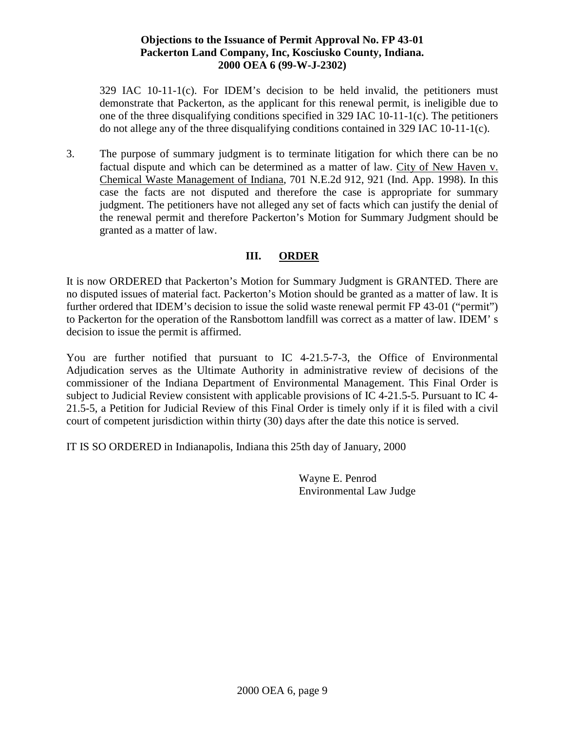329 IAC 10-11-1(c). For IDEM's decision to be held invalid, the petitioners must demonstrate that Packerton, as the applicant for this renewal permit, is ineligible due to one of the three disqualifying conditions specified in 329 IAC 10-11-1(c). The petitioners do not allege any of the three disqualifying conditions contained in 329 IAC 10-11-1(c).

3. The purpose of summary judgment is to terminate litigation for which there can be no factual dispute and which can be determined as a matter of law. City of New Haven v. Chemical Waste Management of Indiana, 701 N.E.2d 912, 921 (Ind. App. 1998). In this case the facts are not disputed and therefore the case is appropriate for summary judgment. The petitioners have not alleged any set of facts which can justify the denial of the renewal permit and therefore Packerton's Motion for Summary Judgment should be granted as a matter of law.

## III. ORDER

It is now ORDERED that Packerton's Motion for Summary Judgment is GRANTED. There are no disputed issues of material fact. Packerton's Motion should be granted as a matter of law. It is further ordered that IDEM's decision to issue the solid waste renewal permit FP 43-01 ("permit") to Packerton for the operation of the Ransbottom landfill was correct as a matter of law. IDEM' s decision to issue the permit is affirmed.

You are further notified that pursuant to IC 4-21.5-7-3, the Office of Environmental Adjudication serves as the Ultimate Authority in administrative review of decisions of the commissioner of the Indiana Department of Environmental Management. This Final Order is subject to Judicial Review consistent with applicable provisions of IC 4-21.5-5. Pursuant to IC 4-21.5-5, a Petition for Judicial Review of this Final Order is timely only if it is filed with a civil court of competent jurisdiction within thirty (30) days after the date this notice is served.

IT IS SO ORDERED in Indianapolis, Indiana this 25th day of January, 2000

Wayne E. Penrod
Environmental Law Judge